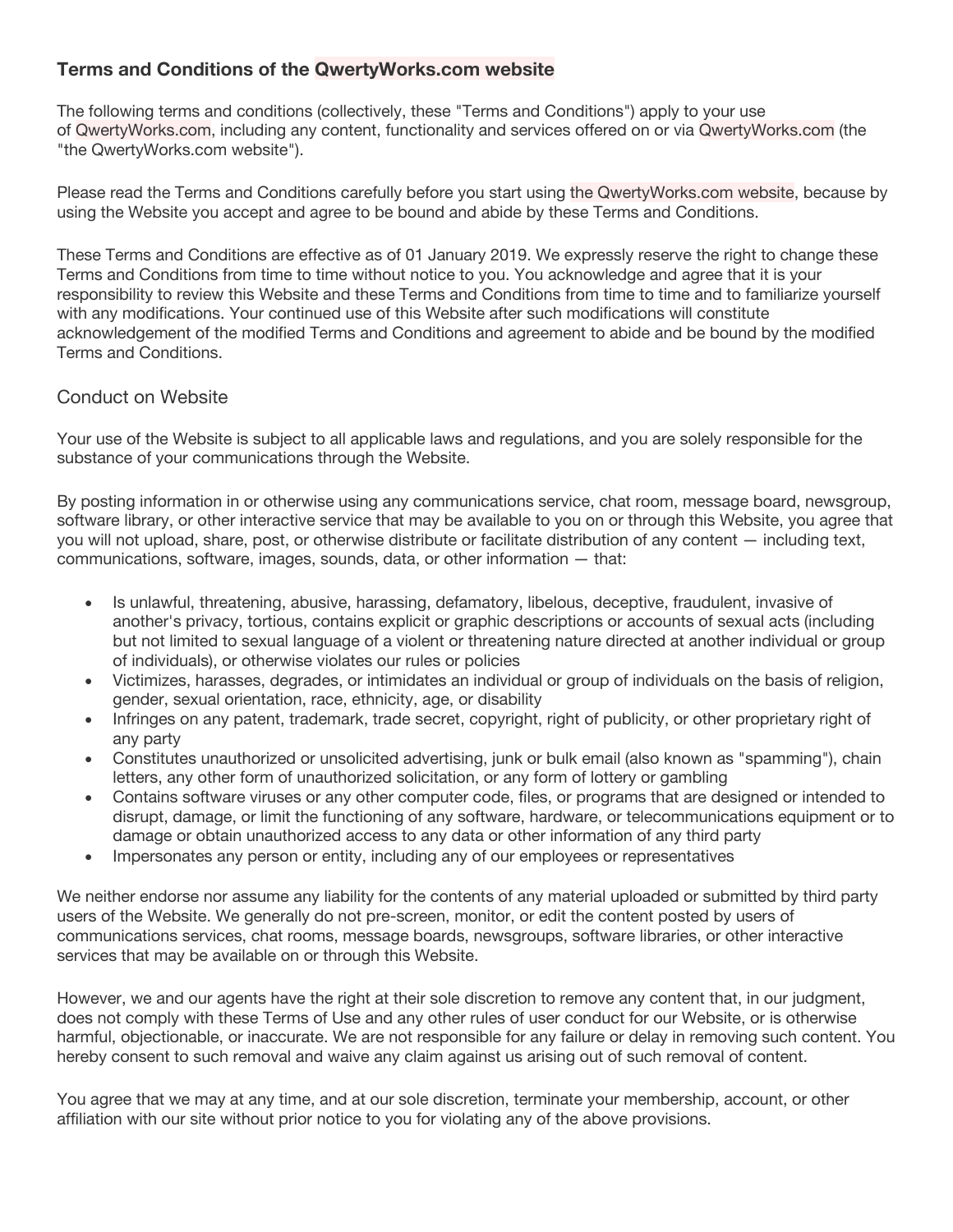# Terms and Conditions of the QwertyWorks.com website

The following terms and conditions (collectively, these "Terms and Conditions") apply to your use of QwertyWorks.com, including any content, functionality and services offered on or via QwertyWorks.com (the "the QwertyWorks.com website").

Please read the Terms and Conditions carefully before you start using the QwertyWorks.com website, because by using the Website you accept and agree to be bound and abide by these Terms and Conditions.

These Terms and Conditions are effective as of 01 January 2019. We expressly reserve the right to change these Terms and Conditions from time to time without notice to you. You acknowledge and agree that it is your responsibility to review this Website and these Terms and Conditions from time to time and to familiarize yourself with any modifications. Your continued use of this Website after such modifications will constitute acknowledgement of the modified Terms and Conditions and agreement to abide and be bound by the modified Terms and Conditions.

## Conduct on Website

Your use of the Website is subject to all applicable laws and regulations, and you are solely responsible for the substance of your communications through the Website.

By posting information in or otherwise using any communications service, chat room, message board, newsgroup, software library, or other interactive service that may be available to you on or through this Website, you agree that you will not upload, share, post, or otherwise distribute or facilitate distribution of any content — including text, communications, software, images, sounds, data, or other information — that:

- Is unlawful, threatening, abusive, harassing, defamatory, libelous, deceptive, fraudulent, invasive of another's privacy, tortious, contains explicit or graphic descriptions or accounts of sexual acts (including but not limited to sexual language of a violent or threatening nature directed at another individual or group of individuals), or otherwise violates our rules or policies
- Victimizes, harasses, degrades, or intimidates an individual or group of individuals on the basis of religion, gender, sexual orientation, race, ethnicity, age, or disability
- Infringes on any patent, trademark, trade secret, copyright, right of publicity, or other proprietary right of any party
- Constitutes unauthorized or unsolicited advertising, junk or bulk email (also known as "spamming"), chain letters, any other form of unauthorized solicitation, or any form of lottery or gambling
- Contains software viruses or any other computer code, files, or programs that are designed or intended to disrupt, damage, or limit the functioning of any software, hardware, or telecommunications equipment or to damage or obtain unauthorized access to any data or other information of any third party
- Impersonates any person or entity, including any of our employees or representatives

We neither endorse nor assume any liability for the contents of any material uploaded or submitted by third party users of the Website. We generally do not pre-screen, monitor, or edit the content posted by users of communications services, chat rooms, message boards, newsgroups, software libraries, or other interactive services that may be available on or through this Website.

However, we and our agents have the right at their sole discretion to remove any content that, in our judgment, does not comply with these Terms of Use and any other rules of user conduct for our Website, or is otherwise harmful, objectionable, or inaccurate. We are not responsible for any failure or delay in removing such content. You hereby consent to such removal and waive any claim against us arising out of such removal of content.

You agree that we may at any time, and at our sole discretion, terminate your membership, account, or other affiliation with our site without prior notice to you for violating any of the above provisions.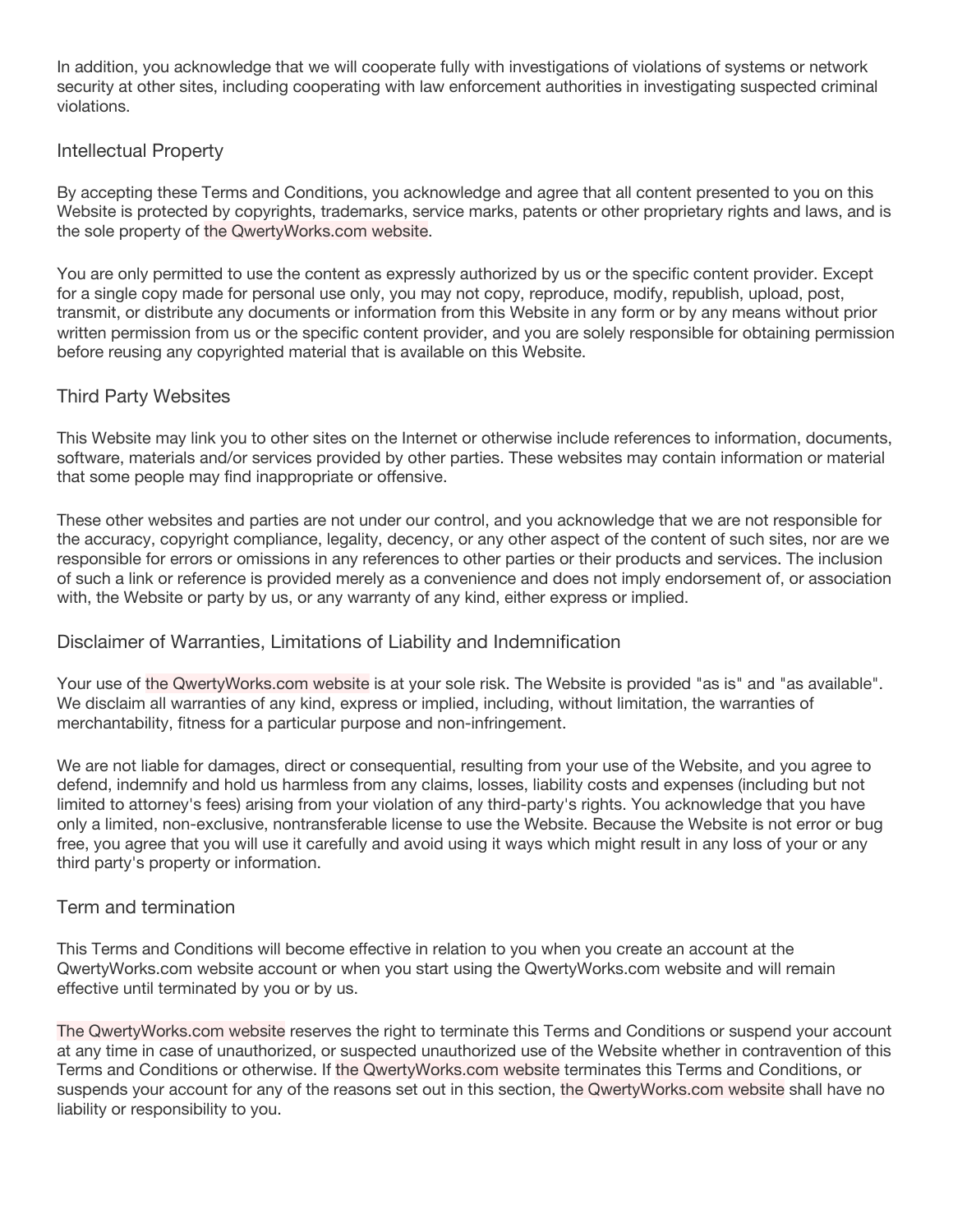In addition, you acknowledge that we will cooperate fully with investigations of violations of systems or network security at other sites, including cooperating with law enforcement authorities in investigating suspected criminal violations.

## Intellectual Property

By accepting these Terms and Conditions, you acknowledge and agree that all content presented to you on this Website is protected by copyrights, trademarks, service marks, patents or other proprietary rights and laws, and is the sole property of the QwertyWorks.com website.

You are only permitted to use the content as expressly authorized by us or the specific content provider. Except for a single copy made for personal use only, you may not copy, reproduce, modify, republish, upload, post, transmit, or distribute any documents or information from this Website in any form or by any means without prior written permission from us or the specific content provider, and you are solely responsible for obtaining permission before reusing any copyrighted material that is available on this Website.

## Third Party Websites

This Website may link you to other sites on the Internet or otherwise include references to information, documents, software, materials and/or services provided by other parties. These websites may contain information or material that some people may find inappropriate or offensive.

These other websites and parties are not under our control, and you acknowledge that we are not responsible for the accuracy, copyright compliance, legality, decency, or any other aspect of the content of such sites, nor are we responsible for errors or omissions in any references to other parties or their products and services. The inclusion of such a link or reference is provided merely as a convenience and does not imply endorsement of, or association with, the Website or party by us, or any warranty of any kind, either express or implied.

## Disclaimer of Warranties, Limitations of Liability and Indemnification

Your use of the QwertyWorks.com website is at your sole risk. The Website is provided "as is" and "as available". We disclaim all warranties of any kind, express or implied, including, without limitation, the warranties of merchantability, fitness for a particular purpose and non-infringement.

We are not liable for damages, direct or consequential, resulting from your use of the Website, and you agree to defend, indemnify and hold us harmless from any claims, losses, liability costs and expenses (including but not limited to attorney's fees) arising from your violation of any third-party's rights. You acknowledge that you have only a limited, non-exclusive, nontransferable license to use the Website. Because the Website is not error or bug free, you agree that you will use it carefully and avoid using it ways which might result in any loss of your or any third party's property or information.

## Term and termination

This Terms and Conditions will become effective in relation to you when you create an account at the QwertyWorks.com website account or when you start using the QwertyWorks.com website and will remain effective until terminated by you or by us.

The QwertyWorks.com website reserves the right to terminate this Terms and Conditions or suspend your account at any time in case of unauthorized, or suspected unauthorized use of the Website whether in contravention of this Terms and Conditions or otherwise. If the QwertyWorks.com website terminates this Terms and Conditions, or suspends your account for any of the reasons set out in this section, the QwertyWorks.com website shall have no liability or responsibility to you.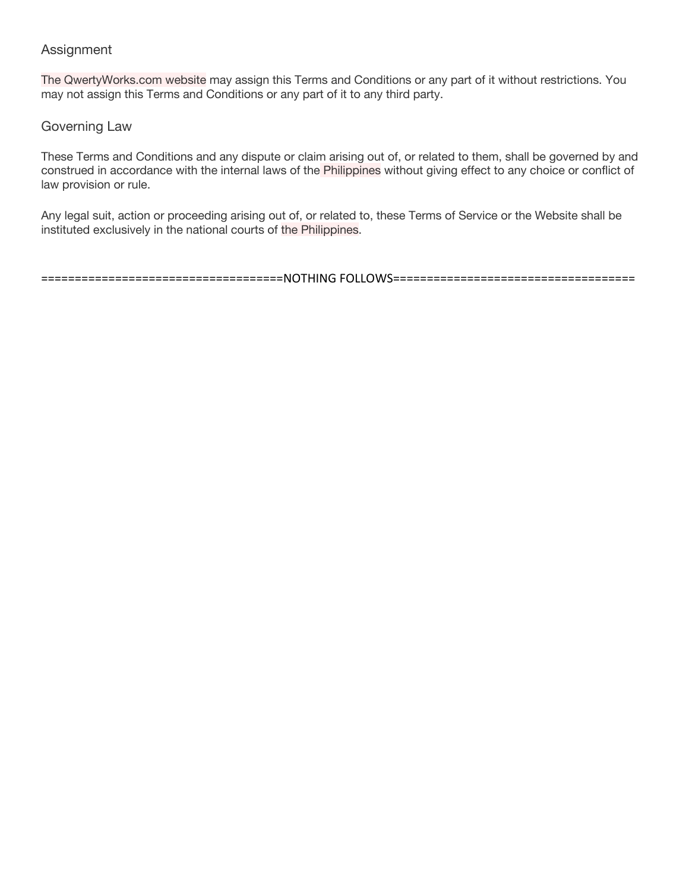## Assignment

The QwertyWorks.com website may assign this Terms and Conditions or any part of it without restrictions. You may not assign this Terms and Conditions or any part of it to any third party.

## Governing Law

These Terms and Conditions and any dispute or claim arising out of, or related to them, shall be governed by and construed in accordance with the internal laws of the Philippines without giving effect to any choice or conflict of law provision or rule.

Any legal suit, action or proceeding arising out of, or related to, these Terms of Service or the Website shall be instituted exclusively in the national courts of the Philippines.

===================================NOTHING FOLLOWS===================================